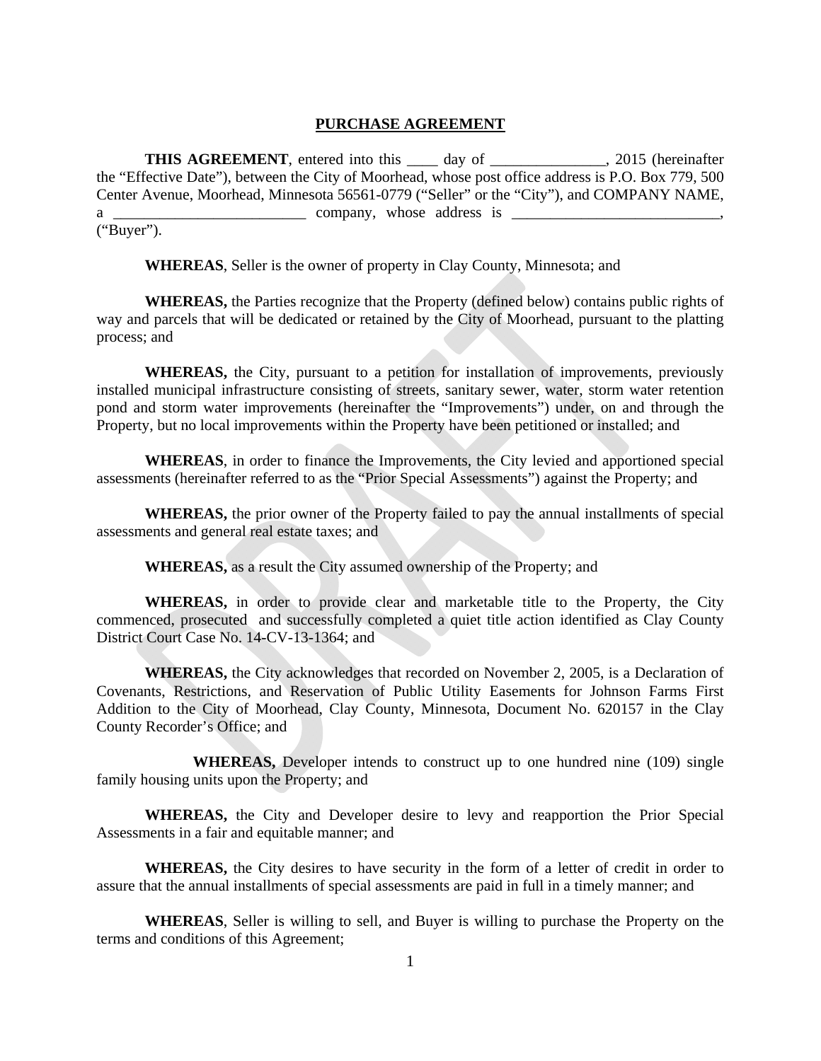# PURCHASE AGREEMENT

**THIS AGREEMENT**, entered into this ____ day of _______________, 2015 (hereinafter the "Effective Date"), between the City of Moorhead, whose post office address is P.O. Box 779, 500 Center Avenue, Moorhead, Minnesota 56561-0779 ("Seller" or the "City"), and COMPANY NAME, a _________________________ company, whose address is ___________________________, ("Buyer").

**WHEREAS**, Seller is the owner of property in Clay County, Minnesota; and

**WHEREAS,** the Parties recognize that the Property (defined below) contains public rights of way and parcels that will be dedicated or retained by the City of Moorhead, pursuant to the platting process; and

**WHEREAS,** the City, pursuant to a petition for installation of improvements, previously installed municipal infrastructure consisting of streets, sanitary sewer, water, storm water retention pond and storm water improvements (hereinafter the "Improvements") under, on and through the Property, but no local improvements within the Property have been petitioned or installed; and

**WHEREAS**, in order to finance the Improvements, the City levied and apportioned special assessments (hereinafter referred to as the "Prior Special Assessments") against the Property; and

**WHEREAS,** the prior owner of the Property failed to pay the annual installments of special assessments and general real estate taxes; and

**WHEREAS,** as a result the City assumed ownership of the Property; and

**WHEREAS,** in order to provide clear and marketable title to the Property, the City commenced, prosecuted and successfully completed a quiet title action identified as Clay County District Court Case No. 14-CV-13-1364; and

**WHEREAS,** the City acknowledges that recorded on November 2, 2005, is a Declaration of Covenants, Restrictions, and Reservation of Public Utility Easements for Johnson Farms First Addition to the City of Moorhead, Clay County, Minnesota, Document No. 620157 in the Clay County Recorder's Office; and

**WHEREAS,** Developer intends to construct up to one hundred nine (109) single family housing units upon the Property; and

**WHEREAS,** the City and Developer desire to levy and reapportion the Prior Special Assessments in a fair and equitable manner; and

**WHEREAS,** the City desires to have security in the form of a letter of credit in order to assure that the annual installments of special assessments are paid in full in a timely manner; and

**WHEREAS**, Seller is willing to sell, and Buyer is willing to purchase the Property on the terms and conditions of this Agreement;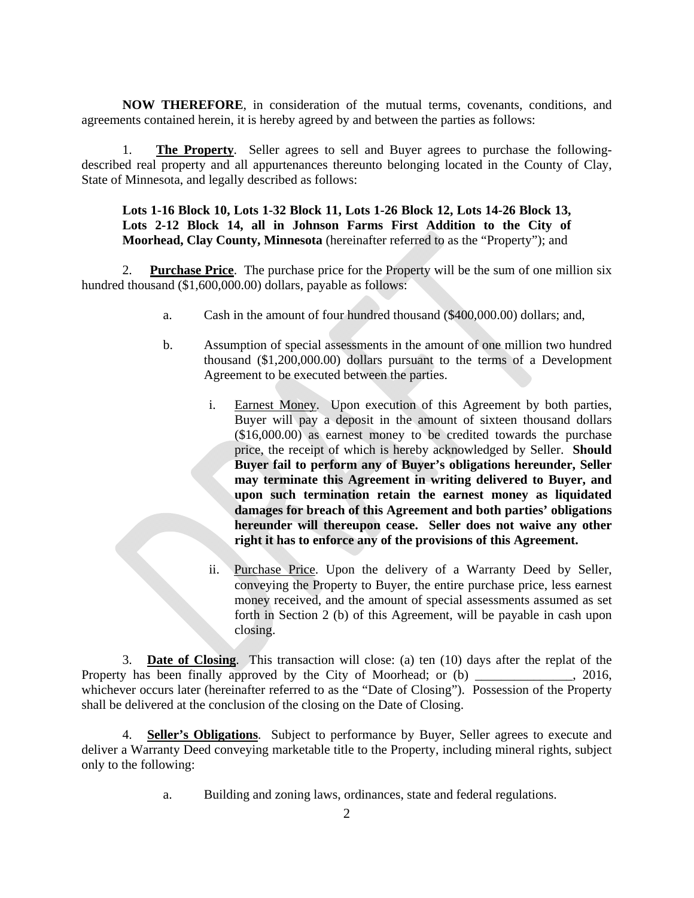**NOW THEREFORE**, in consideration of the mutual terms, covenants, conditions, and agreements contained herein, it is hereby agreed by and between the parties as follows:

1. **The Property**. Seller agrees to sell and Buyer agrees to purchase the following-described real property and all appurtenances thereunto belonging located in the County of Clay, State of Minnesota, and legally described as follows:

> **Lots 1-16 Block 10, Lots 1-32 Block 11, Lots 1-26 Block 12, Lots 14-26 Block 13, Lots 2-12 Block 14, all in Johnson Farms First Addition to the City of Moorhead, Clay County, Minnesota** (hereinafter referred to as the "Property"); and

2. **Purchase Price**. The purchase price for the Property will be the sum of one million six hundred thousand ($1,600,000.00) dollars, payable as follows:

   a. Cash in the amount of four hundred thousand ($400,000.00) dollars; and,

   b. Assumption of special assessments in the amount of one million two hundred thousand ($1,200,000.00) dollars pursuant to the terms of a Development Agreement to be executed between the parties.

      i. Earnest Money. Upon execution of this Agreement by both parties, Buyer will pay a deposit in the amount of sixteen thousand dollars ($16,000.00) as earnest money to be credited towards the purchase price, the receipt of which is hereby acknowledged by Seller. **Should Buyer fail to perform any of Buyer's obligations hereunder, Seller may terminate this Agreement in writing delivered to Buyer, and upon such termination retain the earnest money as liquidated damages for breach of this Agreement and both parties' obligations hereunder will thereupon cease. Seller does not waive any other right it has to enforce any of the provisions of this Agreement.**

      ii. Purchase Price. Upon the delivery of a Warranty Deed by Seller, conveying the Property to Buyer, the entire purchase price, less earnest money received, and the amount of special assessments assumed as set forth in Section 2 (b) of this Agreement, will be payable in cash upon closing.

3. **Date of Closing**. This transaction will close: (a) ten (10) days after the replat of the Property has been finally approved by the City of Moorhead; or (b) _______________, 2016, whichever occurs later (hereinafter referred to as the "Date of Closing"). Possession of the Property shall be delivered at the conclusion of the closing on the Date of Closing.

4. **Seller's Obligations**. Subject to performance by Buyer, Seller agrees to execute and deliver a Warranty Deed conveying marketable title to the Property, including mineral rights, subject only to the following:

   a. Building and zoning laws, ordinances, state and federal regulations.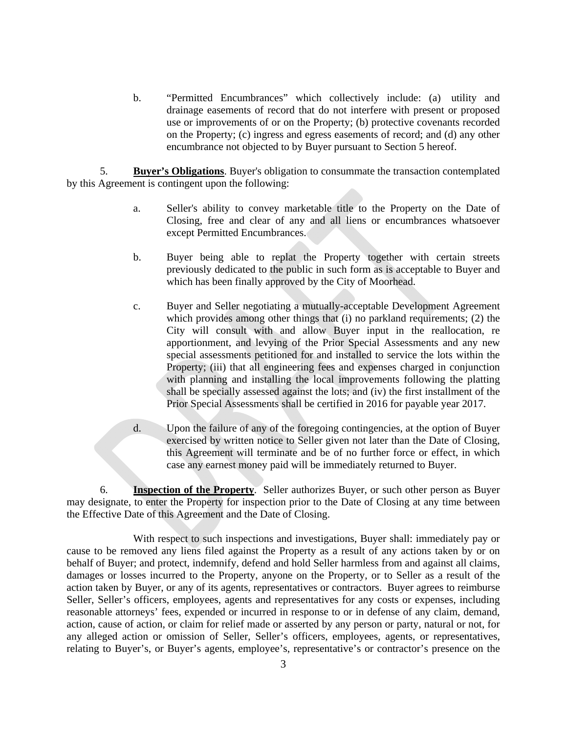b. "Permitted Encumbrances" which collectively include: (a) utility and drainage easements of record that do not interfere with present or proposed use or improvements of or on the Property; (b) protective covenants recorded on the Property; (c) ingress and egress easements of record; and (d) any other encumbrance not objected to by Buyer pursuant to Section 5 hereof.

5. **Buyer's Obligations**. Buyer's obligation to consummate the transaction contemplated by this Agreement is contingent upon the following:

a. Seller's ability to convey marketable title to the Property on the Date of Closing, free and clear of any and all liens or encumbrances whatsoever except Permitted Encumbrances.

b. Buyer being able to replat the Property together with certain streets previously dedicated to the public in such form as is acceptable to Buyer and which has been finally approved by the City of Moorhead.

c. Buyer and Seller negotiating a mutually-acceptable Development Agreement which provides among other things that (i) no parkland requirements; (2) the City will consult with and allow Buyer input in the reallocation, re apportionment, and levying of the Prior Special Assessments and any new special assessments petitioned for and installed to service the lots within the Property; (iii) that all engineering fees and expenses charged in conjunction with planning and installing the local improvements following the platting shall be specially assessed against the lots; and (iv) the first installment of the Prior Special Assessments shall be certified in 2016 for payable year 2017.

d. Upon the failure of any of the foregoing contingencies, at the option of Buyer exercised by written notice to Seller given not later than the Date of Closing, this Agreement will terminate and be of no further force or effect, in which case any earnest money paid will be immediately returned to Buyer.

6. **Inspection of the Property**. Seller authorizes Buyer, or such other person as Buyer may designate, to enter the Property for inspection prior to the Date of Closing at any time between the Effective Date of this Agreement and the Date of Closing.

With respect to such inspections and investigations, Buyer shall: immediately pay or cause to be removed any liens filed against the Property as a result of any actions taken by or on behalf of Buyer; and protect, indemnify, defend and hold Seller harmless from and against all claims, damages or losses incurred to the Property, anyone on the Property, or to Seller as a result of the action taken by Buyer, or any of its agents, representatives or contractors. Buyer agrees to reimburse Seller, Seller's officers, employees, agents and representatives for any costs or expenses, including reasonable attorneys' fees, expended or incurred in response to or in defense of any claim, demand, action, cause of action, or claim for relief made or asserted by any person or party, natural or not, for any alleged action or omission of Seller, Seller's officers, employees, agents, or representatives, relating to Buyer's, or Buyer's agents, employee's, representative's or contractor's presence on the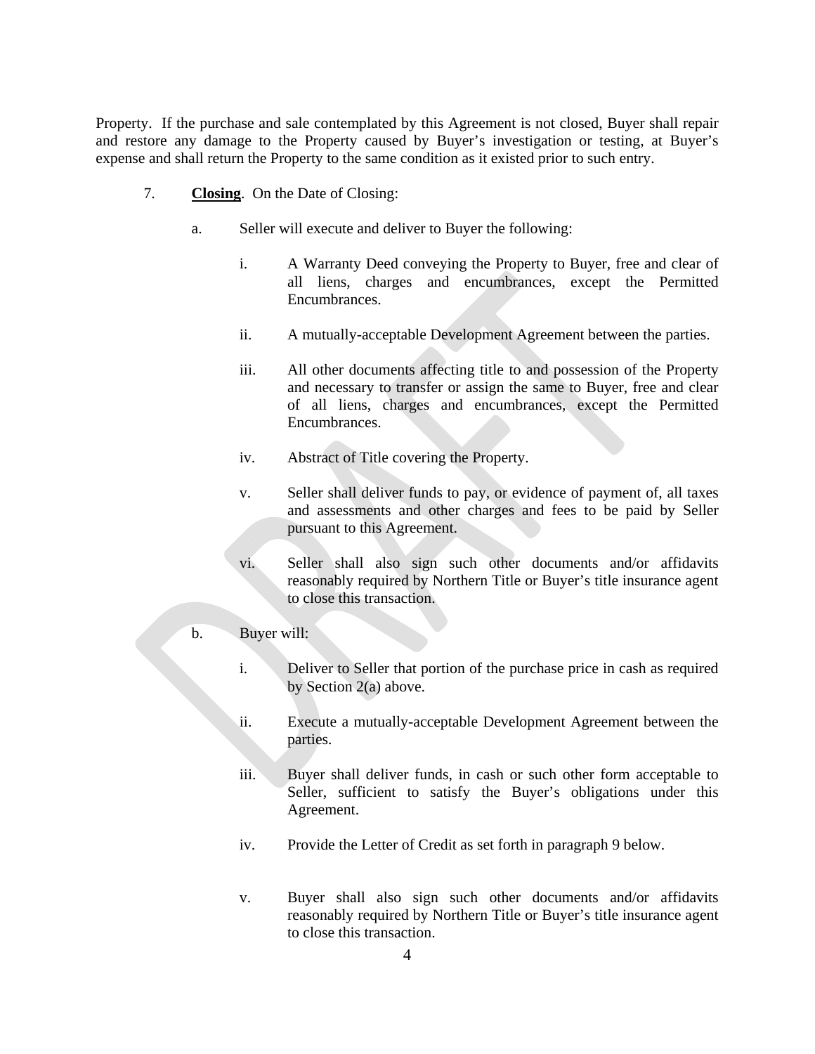Property. If the purchase and sale contemplated by this Agreement is not closed, Buyer shall repair and restore any damage to the Property caused by Buyer's investigation or testing, at Buyer's expense and shall return the Property to the same condition as it existed prior to such entry.

7. **Closing**. On the Date of Closing:

   a. Seller will execute and deliver to Buyer the following:

      i. A Warranty Deed conveying the Property to Buyer, free and clear of all liens, charges and encumbrances, except the Permitted Encumbrances.

      ii. A mutually-acceptable Development Agreement between the parties.

      iii. All other documents affecting title to and possession of the Property and necessary to transfer or assign the same to Buyer, free and clear of all liens, charges and encumbrances, except the Permitted Encumbrances.

      iv. Abstract of Title covering the Property.

      v. Seller shall deliver funds to pay, or evidence of payment of, all taxes and assessments and other charges and fees to be paid by Seller pursuant to this Agreement.

      vi. Seller shall also sign such other documents and/or affidavits reasonably required by Northern Title or Buyer's title insurance agent to close this transaction.

   b. Buyer will:

      i. Deliver to Seller that portion of the purchase price in cash as required by Section 2(a) above.

      ii. Execute a mutually-acceptable Development Agreement between the parties.

      iii. Buyer shall deliver funds, in cash or such other form acceptable to Seller, sufficient to satisfy the Buyer's obligations under this Agreement.

      iv. Provide the Letter of Credit as set forth in paragraph 9 below.

      v. Buyer shall also sign such other documents and/or affidavits reasonably required by Northern Title or Buyer's title insurance agent to close this transaction.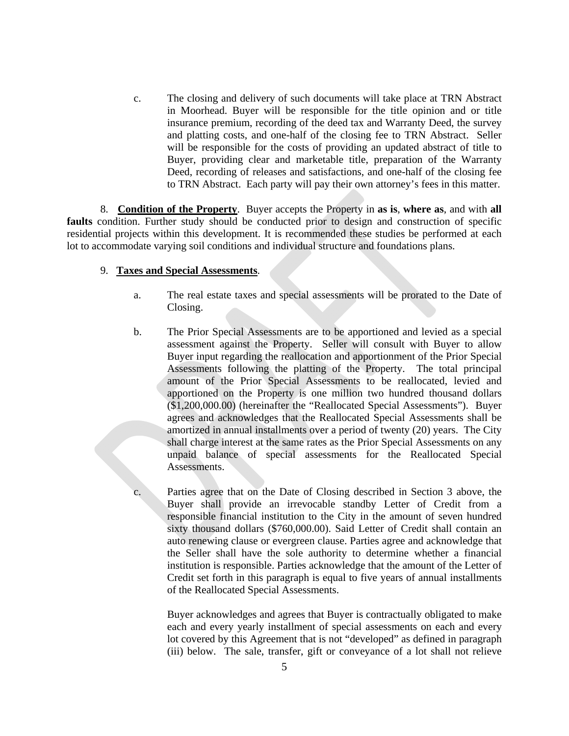c. The closing and delivery of such documents will take place at TRN Abstract in Moorhead. Buyer will be responsible for the title opinion and or title insurance premium, recording of the deed tax and Warranty Deed, the survey and platting costs, and one-half of the closing fee to TRN Abstract. Seller will be responsible for the costs of providing an updated abstract of title to Buyer, providing clear and marketable title, preparation of the Warranty Deed, recording of releases and satisfactions, and one-half of the closing fee to TRN Abstract. Each party will pay their own attorney's fees in this matter.

8. **<u>Condition of the Property</u>**. Buyer accepts the Property in **as is**, **where as**, and with **all faults** condition. Further study should be conducted prior to design and construction of specific residential projects within this development. It is recommended these studies be performed at each lot to accommodate varying soil conditions and individual structure and foundations plans.

9. **<u>Taxes and Special Assessments</u>**.

a. The real estate taxes and special assessments will be prorated to the Date of Closing.

b. The Prior Special Assessments are to be apportioned and levied as a special assessment against the Property. Seller will consult with Buyer to allow Buyer input regarding the reallocation and apportionment of the Prior Special Assessments following the platting of the Property. The total principal amount of the Prior Special Assessments to be reallocated, levied and apportioned on the Property is one million two hundred thousand dollars ($1,200,000.00) (hereinafter the "Reallocated Special Assessments"). Buyer agrees and acknowledges that the Reallocated Special Assessments shall be amortized in annual installments over a period of twenty (20) years. The City shall charge interest at the same rates as the Prior Special Assessments on any unpaid balance of special assessments for the Reallocated Special Assessments.

c. Parties agree that on the Date of Closing described in Section 3 above, the Buyer shall provide an irrevocable standby Letter of Credit from a responsible financial institution to the City in the amount of seven hundred sixty thousand dollars ($760,000.00). Said Letter of Credit shall contain an auto renewing clause or evergreen clause. Parties agree and acknowledge that the Seller shall have the sole authority to determine whether a financial institution is responsible. Parties acknowledge that the amount of the Letter of Credit set forth in this paragraph is equal to five years of annual installments of the Reallocated Special Assessments.

Buyer acknowledges and agrees that Buyer is contractually obligated to make each and every yearly installment of special assessments on each and every lot covered by this Agreement that is not "developed" as defined in paragraph (iii) below. The sale, transfer, gift or conveyance of a lot shall not relieve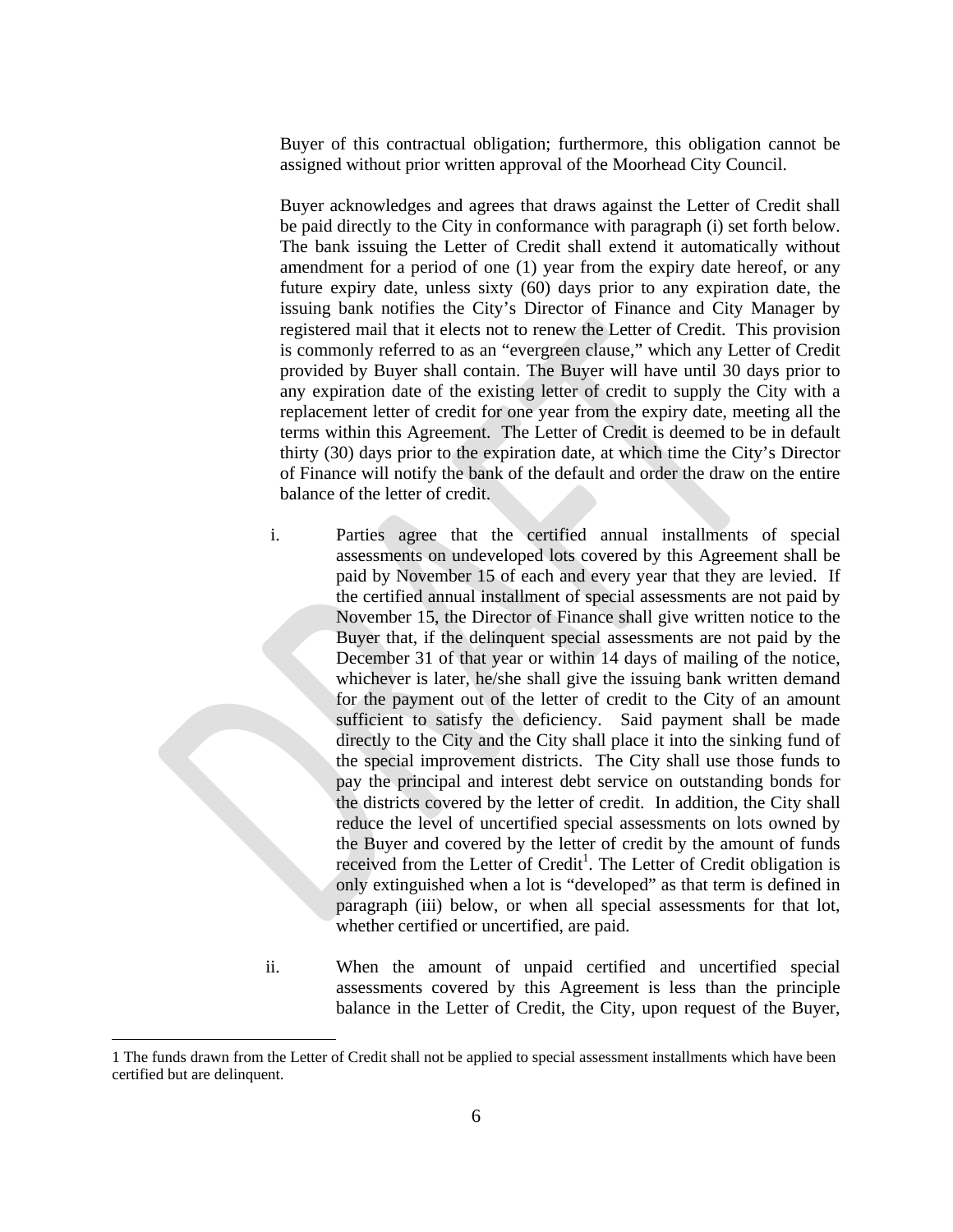Buyer of this contractual obligation; furthermore, this obligation cannot be assigned without prior written approval of the Moorhead City Council.

Buyer acknowledges and agrees that draws against the Letter of Credit shall be paid directly to the City in conformance with paragraph (i) set forth below. The bank issuing the Letter of Credit shall extend it automatically without amendment for a period of one (1) year from the expiry date hereof, or any future expiry date, unless sixty (60) days prior to any expiration date, the issuing bank notifies the City's Director of Finance and City Manager by registered mail that it elects not to renew the Letter of Credit. This provision is commonly referred to as an "evergreen clause," which any Letter of Credit provided by Buyer shall contain. The Buyer will have until 30 days prior to any expiration date of the existing letter of credit to supply the City with a replacement letter of credit for one year from the expiry date, meeting all the terms within this Agreement. The Letter of Credit is deemed to be in default thirty (30) days prior to the expiration date, at which time the City's Director of Finance will notify the bank of the default and order the draw on the entire balance of the letter of credit.

i. Parties agree that the certified annual installments of special assessments on undeveloped lots covered by this Agreement shall be paid by November 15 of each and every year that they are levied. If the certified annual installment of special assessments are not paid by November 15, the Director of Finance shall give written notice to the Buyer that, if the delinquent special assessments are not paid by the December 31 of that year or within 14 days of mailing of the notice, whichever is later, he/she shall give the issuing bank written demand for the payment out of the letter of credit to the City of an amount sufficient to satisfy the deficiency. Said payment shall be made directly to the City and the City shall place it into the sinking fund of the special improvement districts. The City shall use those funds to pay the principal and interest debt service on outstanding bonds for the districts covered by the letter of credit. In addition, the City shall reduce the level of uncertified special assessments on lots owned by the Buyer and covered by the letter of credit by the amount of funds received from the Letter of Credit[1]. The Letter of Credit obligation is only extinguished when a lot is "developed" as that term is defined in paragraph (iii) below, or when all special assessments for that lot, whether certified or uncertified, are paid.

ii. When the amount of unpaid certified and uncertified special assessments covered by this Agreement is less than the principle balance in the Letter of Credit, the City, upon request of the Buyer,

---

1 The funds drawn from the Letter of Credit shall not be applied to special assessment installments which have been certified but are delinquent.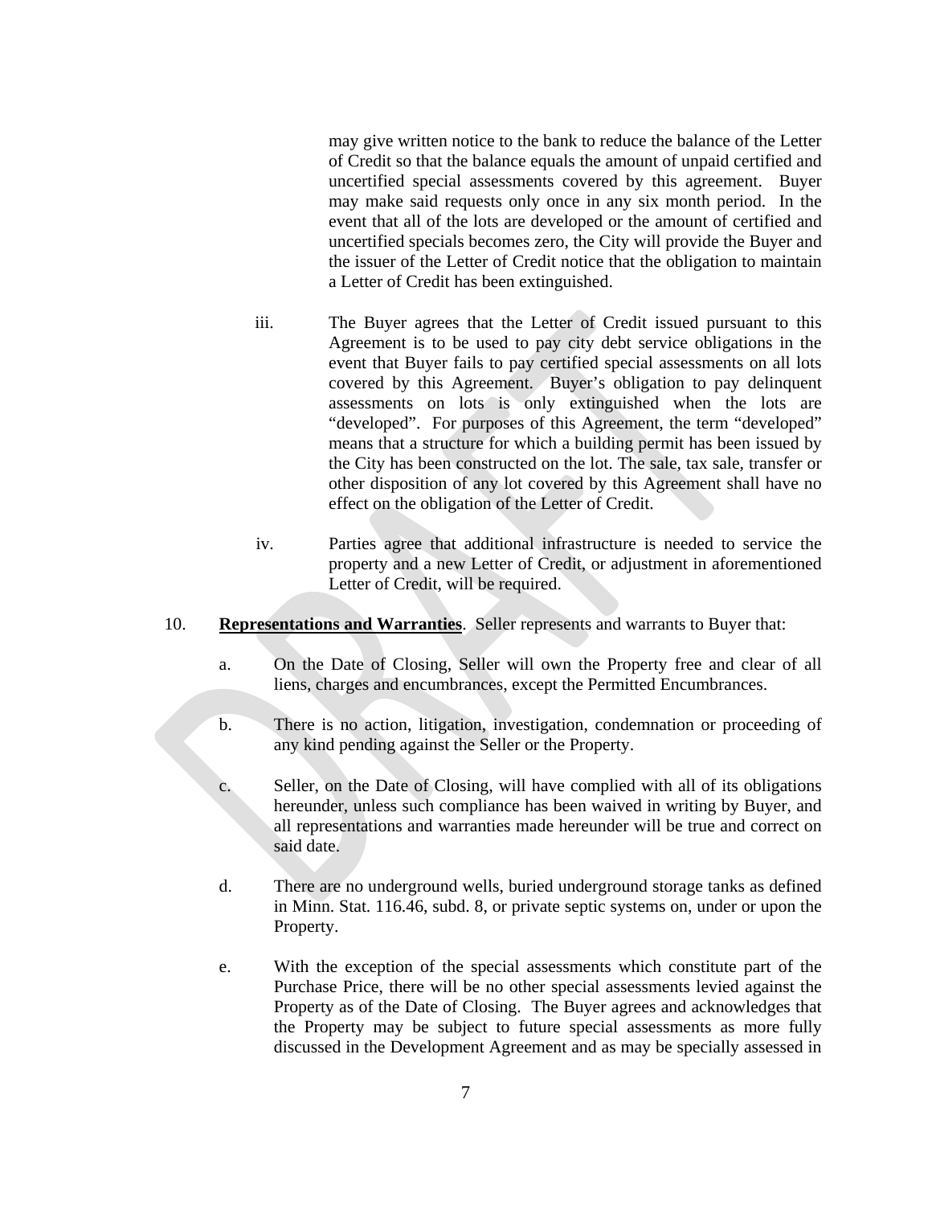may give written notice to the bank to reduce the balance of the Letter of Credit so that the balance equals the amount of unpaid certified and uncertified special assessments covered by this agreement. Buyer may make said requests only once in any six month period. In the event that all of the lots are developed or the amount of certified and uncertified specials becomes zero, the City will provide the Buyer and the issuer of the Letter of Credit notice that the obligation to maintain a Letter of Credit has been extinguished.

iii. The Buyer agrees that the Letter of Credit issued pursuant to this Agreement is to be used to pay city debt service obligations in the event that Buyer fails to pay certified special assessments on all lots covered by this Agreement. Buyer's obligation to pay delinquent assessments on lots is only extinguished when the lots are "developed". For purposes of this Agreement, the term "developed" means that a structure for which a building permit has been issued by the City has been constructed on the lot. The sale, tax sale, transfer or other disposition of any lot covered by this Agreement shall have no effect on the obligation of the Letter of Credit.

iv. Parties agree that additional infrastructure is needed to service the property and a new Letter of Credit, or adjustment in aforementioned Letter of Credit, will be required.

10. **<u>Representations and Warranties</u>**. Seller represents and warrants to Buyer that:

a. On the Date of Closing, Seller will own the Property free and clear of all liens, charges and encumbrances, except the Permitted Encumbrances.

b. There is no action, litigation, investigation, condemnation or proceeding of any kind pending against the Seller or the Property.

c. Seller, on the Date of Closing, will have complied with all of its obligations hereunder, unless such compliance has been waived in writing by Buyer, and all representations and warranties made hereunder will be true and correct on said date.

d. There are no underground wells, buried underground storage tanks as defined in Minn. Stat. 116.46, subd. 8, or private septic systems on, under or upon the Property.

e. With the exception of the special assessments which constitute part of the Purchase Price, there will be no other special assessments levied against the Property as of the Date of Closing. The Buyer agrees and acknowledges that the Property may be subject to future special assessments as more fully discussed in the Development Agreement and as may be specially assessed in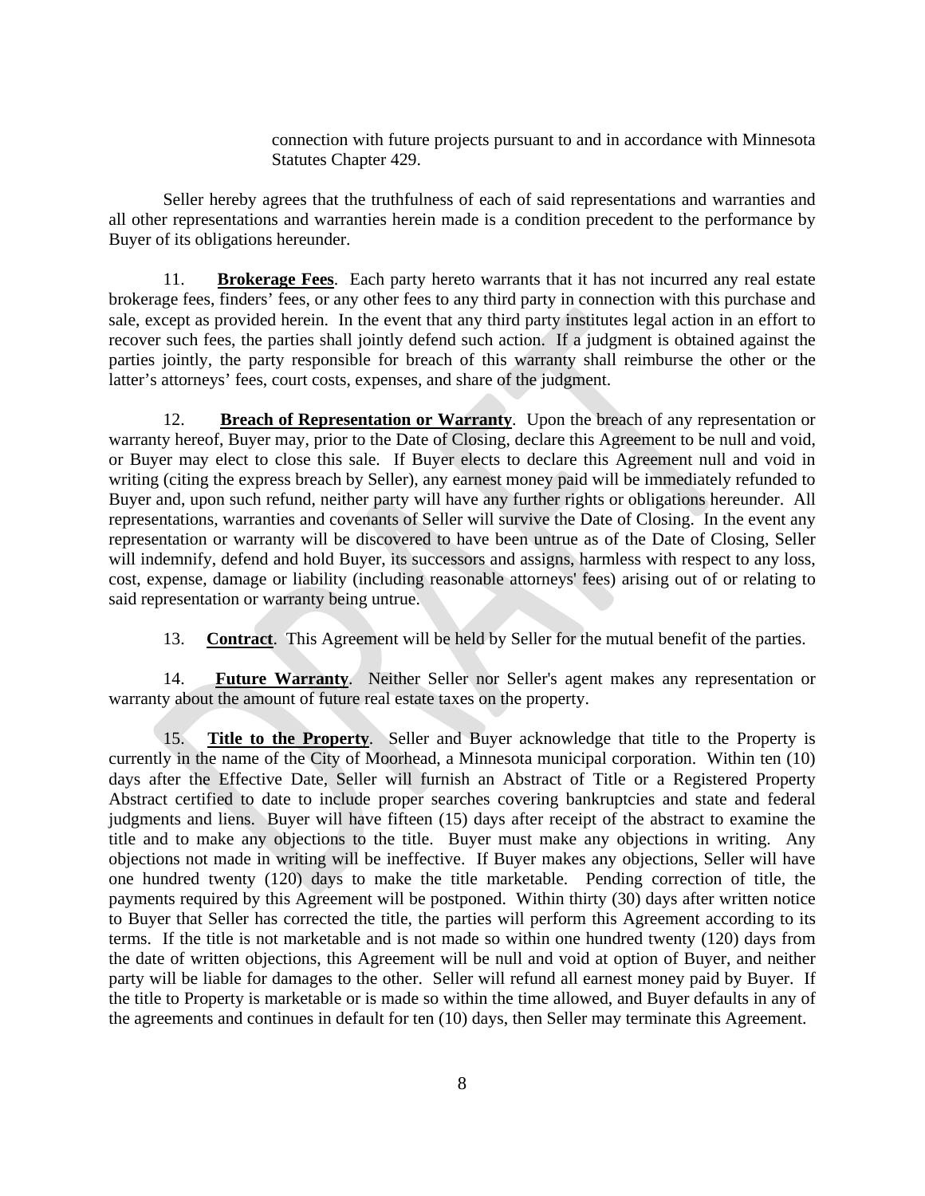connection with future projects pursuant to and in accordance with Minnesota Statutes Chapter 429.

Seller hereby agrees that the truthfulness of each of said representations and warranties and all other representations and warranties herein made is a condition precedent to the performance by Buyer of its obligations hereunder.

11. **Brokerage Fees**. Each party hereto warrants that it has not incurred any real estate brokerage fees, finders' fees, or any other fees to any third party in connection with this purchase and sale, except as provided herein. In the event that any third party institutes legal action in an effort to recover such fees, the parties shall jointly defend such action. If a judgment is obtained against the parties jointly, the party responsible for breach of this warranty shall reimburse the other or the latter's attorneys' fees, court costs, expenses, and share of the judgment.

12. **Breach of Representation or Warranty**. Upon the breach of any representation or warranty hereof, Buyer may, prior to the Date of Closing, declare this Agreement to be null and void, or Buyer may elect to close this sale. If Buyer elects to declare this Agreement null and void in writing (citing the express breach by Seller), any earnest money paid will be immediately refunded to Buyer and, upon such refund, neither party will have any further rights or obligations hereunder. All representations, warranties and covenants of Seller will survive the Date of Closing. In the event any representation or warranty will be discovered to have been untrue as of the Date of Closing, Seller will indemnify, defend and hold Buyer, its successors and assigns, harmless with respect to any loss, cost, expense, damage or liability (including reasonable attorneys' fees) arising out of or relating to said representation or warranty being untrue.

13. **Contract**. This Agreement will be held by Seller for the mutual benefit of the parties.

14. **Future Warranty**. Neither Seller nor Seller's agent makes any representation or warranty about the amount of future real estate taxes on the property.

15. **Title to the Property**. Seller and Buyer acknowledge that title to the Property is currently in the name of the City of Moorhead, a Minnesota municipal corporation. Within ten (10) days after the Effective Date, Seller will furnish an Abstract of Title or a Registered Property Abstract certified to date to include proper searches covering bankruptcies and state and federal judgments and liens. Buyer will have fifteen (15) days after receipt of the abstract to examine the title and to make any objections to the title. Buyer must make any objections in writing. Any objections not made in writing will be ineffective. If Buyer makes any objections, Seller will have one hundred twenty (120) days to make the title marketable. Pending correction of title, the payments required by this Agreement will be postponed. Within thirty (30) days after written notice to Buyer that Seller has corrected the title, the parties will perform this Agreement according to its terms. If the title is not marketable and is not made so within one hundred twenty (120) days from the date of written objections, this Agreement will be null and void at option of Buyer, and neither party will be liable for damages to the other. Seller will refund all earnest money paid by Buyer. If the title to Property is marketable or is made so within the time allowed, and Buyer defaults in any of the agreements and continues in default for ten (10) days, then Seller may terminate this Agreement.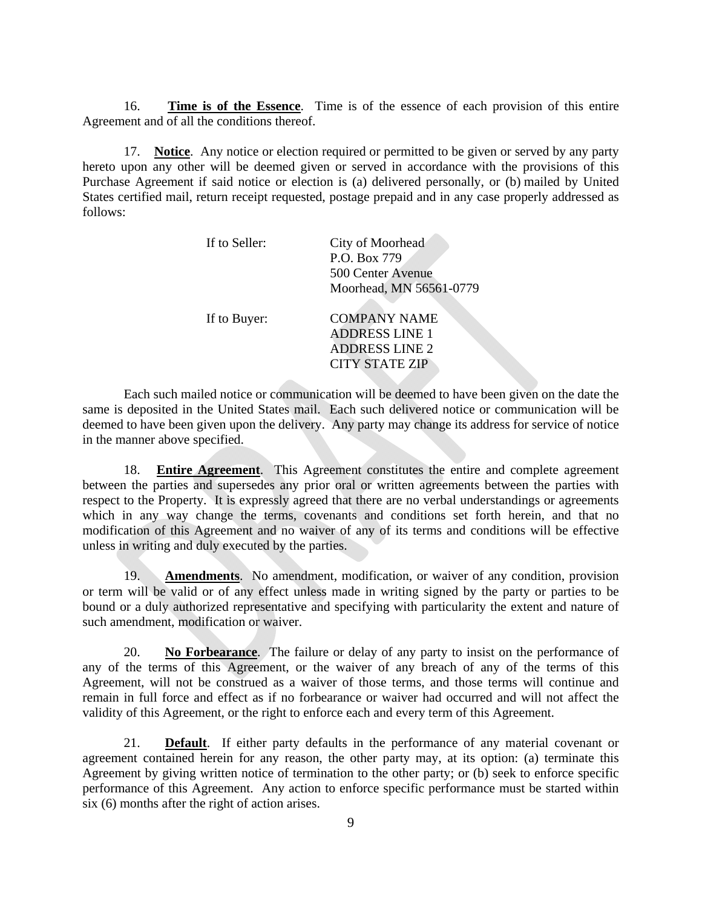16. **Time is of the Essence**. Time is of the essence of each provision of this entire Agreement and of all the conditions thereof.

17. **Notice**. Any notice or election required or permitted to be given or served by any party hereto upon any other will be deemed given or served in accordance with the provisions of this Purchase Agreement if said notice or election is (a) delivered personally, or (b) mailed by United States certified mail, return receipt requested, postage prepaid and in any case properly addressed as follows:

If to Seller:
City of Moorhead
P.O. Box 779
500 Center Avenue
Moorhead, MN 56561-0779

If to Buyer:
COMPANY NAME
ADDRESS LINE 1
ADDRESS LINE 2
CITY STATE ZIP

Each such mailed notice or communication will be deemed to have been given on the date the same is deposited in the United States mail. Each such delivered notice or communication will be deemed to have been given upon the delivery. Any party may change its address for service of notice in the manner above specified.

18. **Entire Agreement**. This Agreement constitutes the entire and complete agreement between the parties and supersedes any prior oral or written agreements between the parties with respect to the Property. It is expressly agreed that there are no verbal understandings or agreements which in any way change the terms, covenants and conditions set forth herein, and that no modification of this Agreement and no waiver of any of its terms and conditions will be effective unless in writing and duly executed by the parties.

19. **Amendments**. No amendment, modification, or waiver of any condition, provision or term will be valid or of any effect unless made in writing signed by the party or parties to be bound or a duly authorized representative and specifying with particularity the extent and nature of such amendment, modification or waiver.

20. **No Forbearance**. The failure or delay of any party to insist on the performance of any of the terms of this Agreement, or the waiver of any breach of any of the terms of this Agreement, will not be construed as a waiver of those terms, and those terms will continue and remain in full force and effect as if no forbearance or waiver had occurred and will not affect the validity of this Agreement, or the right to enforce each and every term of this Agreement.

21. **Default**. If either party defaults in the performance of any material covenant or agreement contained herein for any reason, the other party may, at its option: (a) terminate this Agreement by giving written notice of termination to the other party; or (b) seek to enforce specific performance of this Agreement. Any action to enforce specific performance must be started within six (6) months after the right of action arises.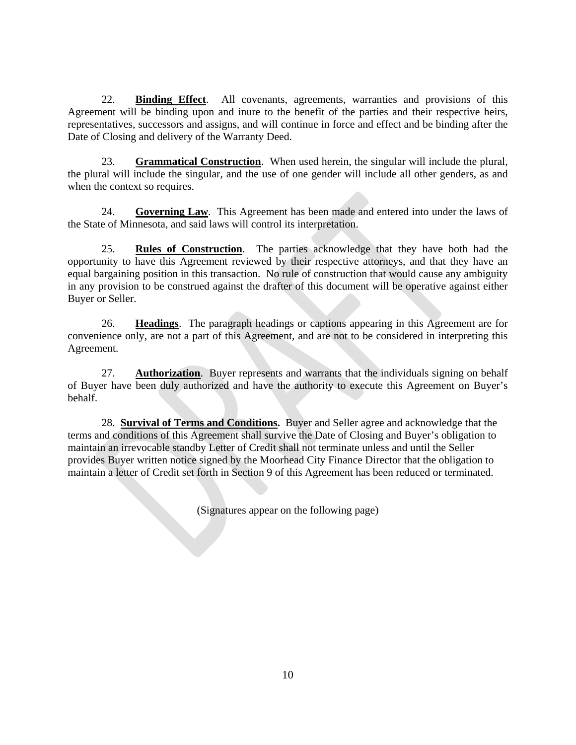22. **Binding Effect**. All covenants, agreements, warranties and provisions of this Agreement will be binding upon and inure to the benefit of the parties and their respective heirs, representatives, successors and assigns, and will continue in force and effect and be binding after the Date of Closing and delivery of the Warranty Deed.

23. **Grammatical Construction**. When used herein, the singular will include the plural, the plural will include the singular, and the use of one gender will include all other genders, as and when the context so requires.

24. **Governing Law**. This Agreement has been made and entered into under the laws of the State of Minnesota, and said laws will control its interpretation.

25. **Rules of Construction**. The parties acknowledge that they have both had the opportunity to have this Agreement reviewed by their respective attorneys, and that they have an equal bargaining position in this transaction. No rule of construction that would cause any ambiguity in any provision to be construed against the drafter of this document will be operative against either Buyer or Seller.

26. **Headings**. The paragraph headings or captions appearing in this Agreement are for convenience only, are not a part of this Agreement, and are not to be considered in interpreting this Agreement.

27. **Authorization**. Buyer represents and warrants that the individuals signing on behalf of Buyer have been duly authorized and have the authority to execute this Agreement on Buyer's behalf.

28. **Survival of Terms and Conditions.** Buyer and Seller agree and acknowledge that the terms and conditions of this Agreement shall survive the Date of Closing and Buyer's obligation to maintain an irrevocable standby Letter of Credit shall not terminate unless and until the Seller provides Buyer written notice signed by the Moorhead City Finance Director that the obligation to maintain a letter of Credit set forth in Section 9 of this Agreement has been reduced or terminated.

(Signatures appear on the following page)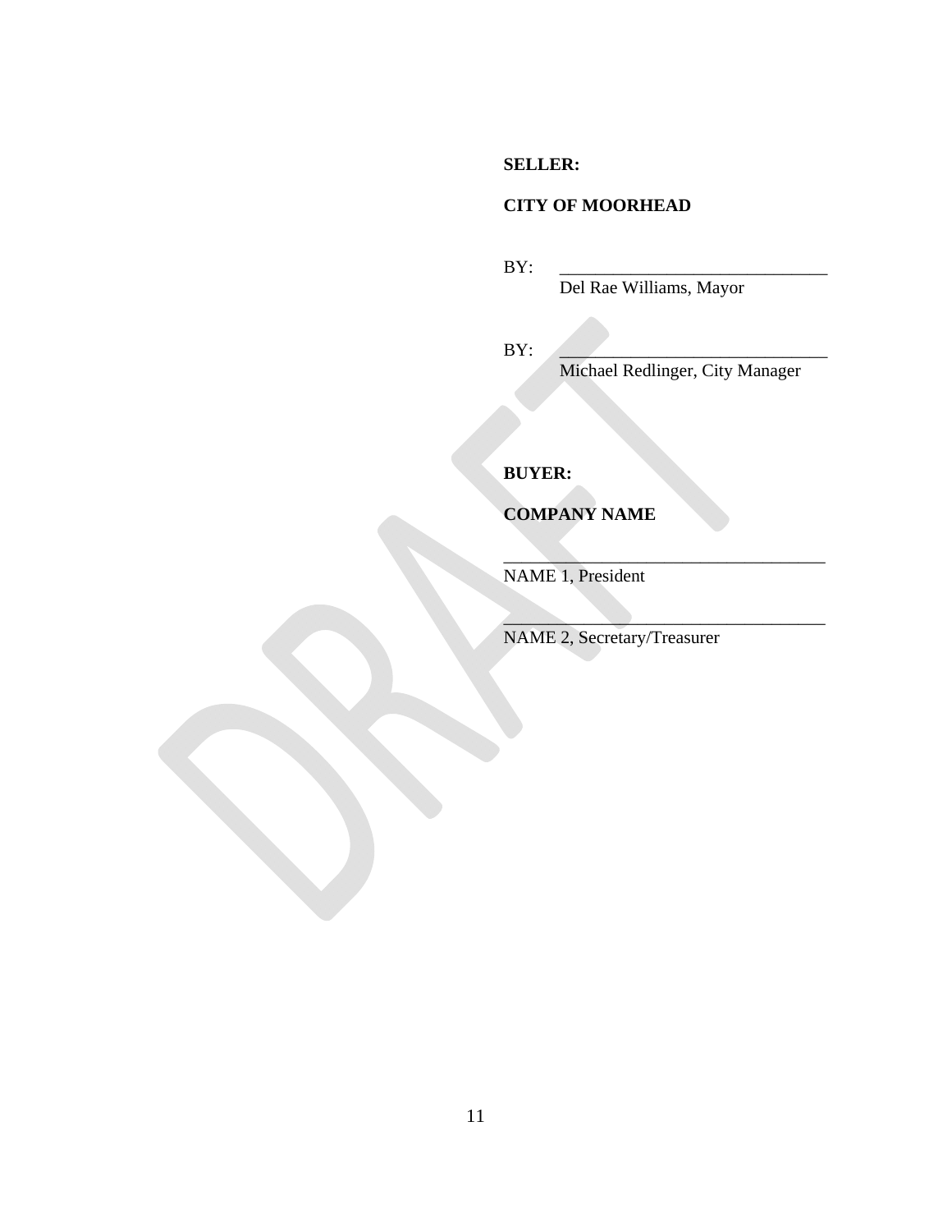**SELLER:**

**CITY OF MOORHEAD**

BY: ______________________________
Del Rae Williams, Mayor

BY: ______________________________
Michael Redlinger, City Manager

**BUYER:**

**COMPANY NAME**

____________________________________
NAME 1, President

____________________________________
NAME 2, Secretary/Treasurer